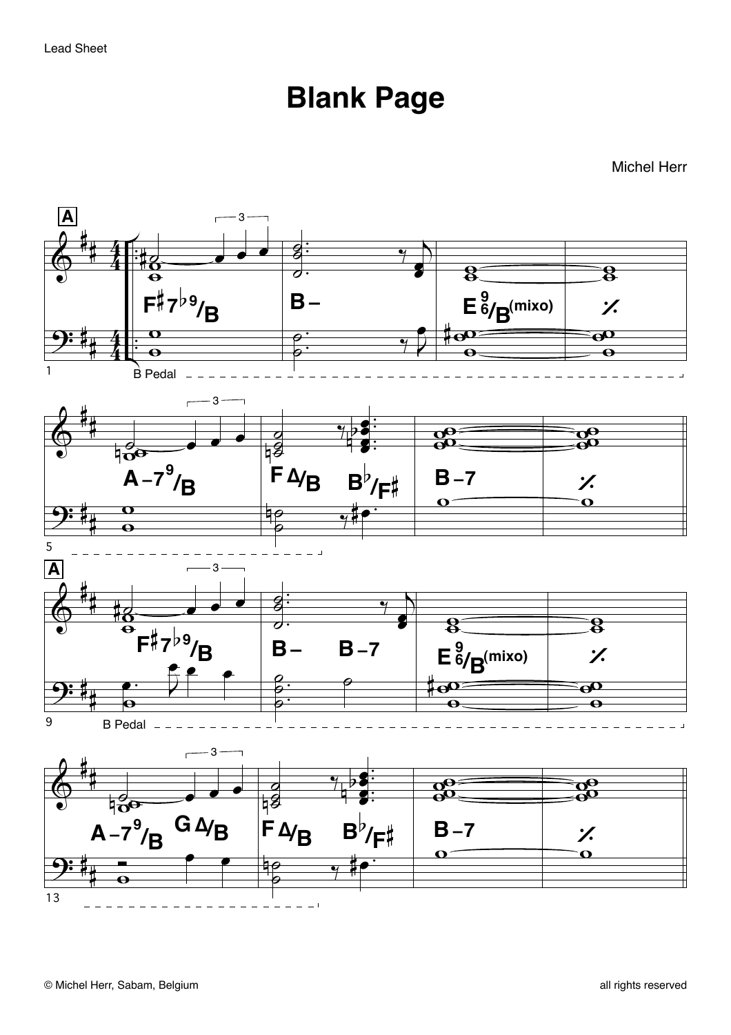Lead Sheet

# Blank Page

Michel Herr

**A**

F♯7♭9/B | B– | E 9/6/B(mixo) | %

B Pedal

A–7 9/B | FΔ/B B♭/F♯ | B–7 | %

**A**

F♯7♭9/B | B– B–7 | E 9/6/B(mixo) | %

B Pedal

A–7 9/B GΔ/B | FΔ/B B♭/F♯ | B–7 | %

© Michel Herr, Sabam, Belgium

all rights reserved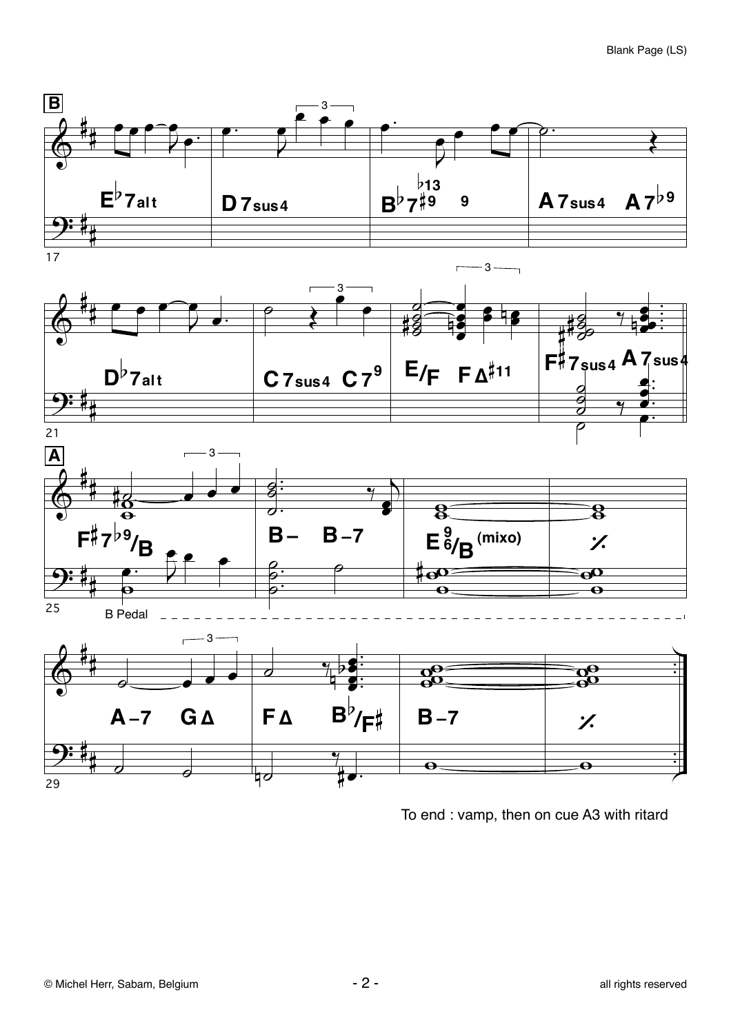To end : vamp, then on cue A3 with ritard